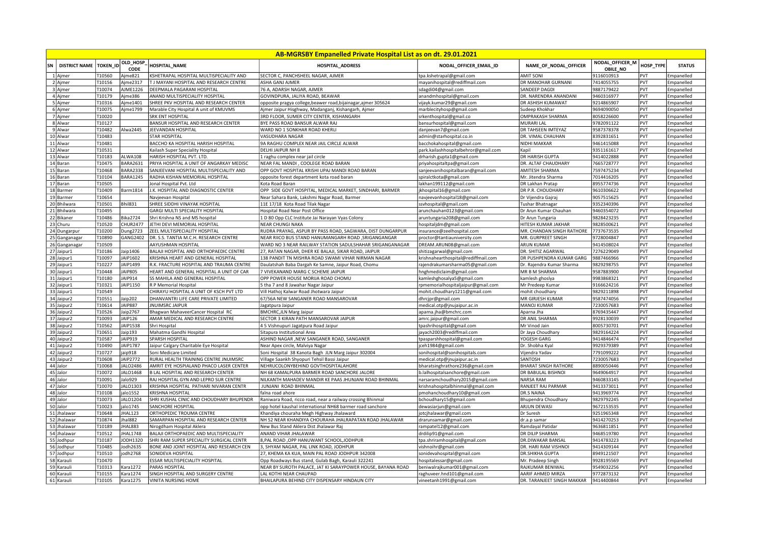# AB-MGRSBY Empanelled Private Hospital List as on dt. 29.01.2021

| SN | DISTRICT NAME | TOKEN_ID | OLD_HOSP_CODE | HOSPITAL_NAME | HOSPITAL_ADDRESS | NODAL_OFFICER_EMAIL_ID | NAME_OF_NODAL_OFFICER | NODAL_OFFICER_MOBILE_NO | HOSP_TYPE | STATUS |
|---|---|---|---|---|---|---|---|---|---|---|
| 1 | Ajmer | T10560 | Ajme821 | KSHETRAPAL HOSPITAL MULTISPECIALITY AND | SECTOR C, PANCHSHEEL NAGAR, AJMER | tpa.kshetrapal@gmail.com | AMIT SONI | 9116010913 | PVT | Empanelled |
| 2 | Ajmer | T10156 | Ajme2317 | T J MAYANI HOSPITAL AND RESEARCH CENTRE | ASHA GANJ AJMER | mayanihospital@rediffmail.com | DR MANOHAR GURNANI | 7414055755 | PVT | Empanelled |
| 3 | Ajmer | T10074 | AJME1226 | DEEPMALA PAGARANI HOSPITAL | 76 A, ADARSH NAGAR, AJMER | sdagdi04@gmail.com | SANDEEP DAGDI | 9887179422 | PVT | Empanelled |
| 4 | Ajmer | T10179 | Ajme386 | ANAND MULTISPECIALITY HOSPITAL | GOVINDPURA, JALIYA ROAD, BEAWAR | anandmhospital@gmail.com | DR. NARENDRA ANANDANI | 9460316977 | PVT | Empanelled |
| 5 | Ajmer | T10316 | Ajme1401 | SHREE PKV HOSPITAL AND RESEARCH CENTER | opposite pragya college,beawer road,bijainagar,ajmer 305624 | vijayk.kumar29@gmail.com | DR ASHISH KUMAWAT | 9214865907 | PVT | Empanelled |
| 6 | Ajmer | T10075 | Ajme1799 | Marable City Hospital A unit of KMUVMS | Ajmer Jaipur Hisghway, Madanganj, Kishangarh, Ajmer | marblecityhosp@gmail.com | Sudeep Khokhar | 9694090050 | PVT | Empanelled |
| 7 | Ajmer | T10020 | | SRK ENT HOSPITAL | 3RD FLOOR, SUMER CITY CENTER, KISHANGARH | srkenthospital@gmail.co | OMPRAKASH SHARMA | 8058226600 | PVT | Empanelled |
| 8 | Alwar | T10127 | | BANSUR HOSPITAL AND RESEARCH CENTER | BYE PASS ROAD BANSUR ALWAR RAJ | bansurhospital@gmail.com | MURARI LAL | 9782091122 | PVT | Empanelled |
| 9 | Alwar | T10482 | Alwa2445 | JEEVANDAN HOSPITAL | WARD NO 1 SONKHAR ROAD KHERLI | danjeevan7@gmail.com | DR TAHSEEN IMTEYAZ | 9587378378 | PVT | Empanelled |
| 10 | Alwar | T10483 | | STAR HOSPITAL | VASUDHARA NAGAR | admin@starhospital.co.in | DR. VIMAL CHAUHAN | 8392831651 | PVT | Empanelled |
| 11 | Alwar | T10481 | | BACCHO KA HOSPITAL HARISH HOSPITAL | 9A RAGHU COMPLEX NEAR JAIL CIRCLE ALWAR | bacchokahospital@gmail.com | NIDHI MAKKAR | 9461415088 | PVT | Empanelled |
| 12 | Alwar | T10531 | | Kailash Super Speciality Hospital | DELHI JAIPUR NH 8 | park.kailashhospitalbehror@gmail.com | Kapil | 9351161617 | PVT | Empanelled |
| 13 | Alwar | T10183 | ALWA108 | HARISH HOSPITAL PVT. LTD. | 1 raghu complex near jail circle | drharish.gupta1@gmail.com | DR HARISH GUPTA | 9414022888 | PVT | Empanelled |
| 14 | Baran | T10475 | BARA2631 | PRIYA HOSPITAL A UNIT OF ANGARKAY MEDISC | NEAR FAL MANDI , COOLEGE ROAD BARAN | priyahospitaltpa@gmail.com | DR. ALTAF CHAUDHARY | 7665728777 | PVT | Empanelled |
| 15 | Baran | T10468 | BARA2338 | SANJEEVANI HOSPITAL MULTISPECIALITY AND | OPP GOVT HOSPITAL KRISHI UPAJ MANDI ROAD BARAN | sanjeevanihospitalbaran@gmail.com | AMITESH SHARMA | 7597475234 | PVT | Empanelled |
| 16 | Baran | T10104 | BARA1245 | RADHA KISHAN MEMORIAL HOSPITAL | opposite forest department kota road baran | spiralctkota@gmail.com | Mr. Jitendra Sharma | 7014416205 | PVT | Empanelled |
| 17 | Baran | T10505 | | Jonal Hospital Pvt. Ltd | Kota Road Baran | lakhan199112@gmail.com | DR Lakhan Pratap | 8955774736 | PVT | Empanelled |
| 18 | Barmer | T10409 | Barm1814 | J.K. HOSPITAL AND DIAGNOSTIC CENTER | OPP SIDE GOVT HOSPITAL, MEDICAL MARKET, SINDHARI, BARMER | jkhospital16@gmail.com | DR P.R. CHOUDHARY | 9610306622 | PVT | Empanelled |
| 19 | Barmer | T10654 | | Navjeevan Hospital | Near Sahara Bank, Lakshmi Nagar Road, Barmer | navjeevanhospital18@gmail.com | Dr Vijendra Gajraj | 9057515625 | PVT | Empanelled |
| 20 | Bhilwara | T10501 | Bhil831 | SHREE SIDDHI VINAYAK HOSPITAL | 11E 17/18 Kota Road Tilak Nagar | ssvhospital@gmail.com | Tushar Bhatnagar | 9352340396 | PVT | Empanelled |
| 21 | Bhilwara | T10495 | | GARGI MULTI SPECIALITY HOSPITAL | Hospital Road Near Post Office | arunchauhan0123@gmail.com | Dr Arun Kumar Chauhan | 9460354072 | PVT | Empanelled |
| 22 | Bikaner | T10486 | Bika2724 | Shri Krishna NS and MS hospital | 1 D 80 Opp CLC Institute Jai Narayan Vyas Colony | aruntungaria208@gmail.com | Dr Arun Tungaria | 9828423235 | PVT | Empanelled |
| 23 | Churu | T10520 | CHUR2477 | JETHI DEVI MEMORIAL HOSPITAL | NEAR CHUNGI NAKA | hospitaljdm@gmail.com | HITESH KUMAR JAKHAR | 9828500621 | PVT | Empanelled |
| 24 | Dungarpur | T10200 | Dung2723 | ZEEL MULTISPECIALITY HOSPITAL | RUDRA PRAYAG, ASPUR BY PASS ROAD, SAGWARA, DIST DUNGARPUR | insurance@zeelhospital.com | MR. CHANDAN SINGH RATHORE | 7737673535 | PVT | Empanelled |
| 25 | Ganganagar | T10890 | GANG2402 | DR. S.S. TANTIA M.C.H. RESEARCH CENTRE | NEAR RIICO BUS STAND HANUMANGARH ROAD ,SRIGANGANGAR | proctor@tantiauniversity.com | MR. GURPREET SINGH | 9728004847 | PVT | Empanelled |
| 26 | Ganganagar | T10509 | | AAYUSHMAN HOSPITAL | WARD NO 3 NEAR RAILWAY STATION SADULSHAHAR SRIGANGANAGAR | DREAM.ARUN08@gmail.com | ARUN KUMAR | 9414508024 | PVT | Empanelled |
| 27 | Jaipur1 | T10186 | Jaip1406 | BALAJI HOSPITAL AND ORTHOPAEDIC CENTRE | 27, RATAN NAGAR, DHER KE BALAJI, SIKAR ROAD, JAIPUR | shitizagarwal@gmail.com | DR. SHITIZ AGARWAL | 7276229049 | PVT | Empanelled |
| 28 | Jaipur1 | T10097 | JAIP1602 | KRISHNA HEART AND GENERAL HOSPITAL | 138 PANDIT TN MISHRA ROAD SWAMI VIHAR NIRMAN NAGAR | krishnahearthospital@rediffmail.com | DR PUSHPENDRA KUMAR GARG | 9887466966 | PVT | Empanelled |
| 29 | Jaipur1 | T10227 | JAIP1499 | R.K. FRACTURE HOSPITAL AND TRAUMA CENTRE | Daulatshah Baba Dargah Ke Samne, Jaipur Road, Chomu | rajendrakumarsharma05@gmail.com | Dr. Rajendra Kumar Sharma | 9829298755 | PVT | Empanelled |
| 30 | Jaipur1 | T10448 | JAIP805 | HEART AND GENERAL HOSPITAL A UNIT OF CAR | 7 VIVEKANAND MARG C SCHEME JAIPUR | hnghmediclaim@gmail.com | MR B M SHARMA | 9587883900 | PVT | Empanelled |
| 31 | Jaipur1 | T10180 | JAIP914 | SS MAHILA AND GENERAL HOSPITAL | OPP POWER HOUSE MORIJA ROAD CHOMU | kamleshghosalya5@gmail.com | kamlesh ghoslya | 9983868321 | PVT | Empanelled |
| 32 | Jaipur1 | T10321 | JAIP1150 | R P Memorial Hospital | 5 tha 7 and 8 Jawahar Nagar Jaipur | rpmemorialhospitaljaipur@gmail.com | Mr Pradeep Kumar | 9166624216 | PVT | Empanelled |
| 33 | Jaipur1 | T10549 | | CHIRAYU HOSPITAL A UNIT OF KSCH PVT LTD | Vill Hathoj Kalwar Road Jhotwara Jaipur | mohit.choudhary1211@gmail.com | mohit choudhary | 9829211898 | PVT | Empanelled |
| 34 | Jaipur2 | T10551 | Jaip202 | DHANVANTRI LIFE CARE PRIVATE LIMITED | 67/56A NEW SANGANER ROAD MANSAROVAR | dhrcjpr@gmail.com | MR GIRJESH KUMAR | 9587474056 | PVT | Empanelled |
| 35 | Jaipur2 | T10614 | JAIP887 | JNUIMSRC JAIPUR | Jagatpura Jaipur | medical.otp@jnujaipur.ac.in | MANOJ KUMAR | 7230057683 | PVT | Empanelled |
| 36 | Jaipur2 | T10526 | Jaip2767 | Bhagwan MahaveerCancer Hospital RC | BMCHRC,JLN Marg Jaipur | aparna.jha@bmchrc.com | Aparna Jha | 8769435447 | PVT | Empanelled |
| 37 | Jaipur2 | T10093 | JAIP126 | AMAR MEDICAL AND RESEARCH CENTRE | SECTOR 3 KIRAN PATH MANSAROVAR JAIPUR | amrc.jaipur@gmail.com | DR ANIL SHARMA | 9928130039 | PVT | Empanelled |
| 38 | Jaipur2 | T10562 | JAIP1538 | Shri Hospital | 4 5 Vishnupuri Jagatpura Road Jaipur | tpashrihospital@gmail.com | Mr Vinod Jain | 8005730701 | PVT | Empanelled |
| 39 | Jaipur2 | T10651 | Jaip193 | Mahatma Gandhi Hospital | Sitapura Institutional Area | jayach2003@rediffmail.com | Dr Jaya Choudhary | 9829164224 | PVT | Empanelled |
| 40 | Jaipur2 | T10587 | JAIP919 | SPARSH HOSPITAL | ASHIND NAGAR ,NEW SANGANER ROAD, SANGANER | tpasparshhospital@gmail.com | YOGESH GARG | 9414846474 | PVT | Empanelled |
| 41 | Jaipur2 | T10490 | JAIP1787 | Jaipur Calgary Charitable Eye Hospital | Near Apex circle, Malviya Nagar | jceh1984@gmail.com | Dr. Shobha Kyal | 9929379389 | PVT | Empanelled |
| 42 | Jaipur2 | T10727 | jaip918 | Soni Medicare Limited | Soni Hospital 38 Kanota Bagh JLN Marg Jaipur 302004 | sonihospital@sonihospitals.com | Vijendra Yadav | 7791099222 | PVT | Empanelled |
| 43 | Jaipur2 | T10608 | JAIP2772 | RURAL HEALTH TRAINING CENTRE JNUIMSRC | Village Saankh Shyopuri Tehsil Bassi Jaipur | medical.otp@jnujaipur.ac.in | SANTOSH | 7230057683 | PVT | Empanelled |
| 44 | Jalor | T10068 | JALO2486 | AMRIT EYE HOSPIALAND PHACO LASER CENTER | NEHRUCOLONYBEHIND GOVTHOSPITALAHORE | bharatsinghrathore236@gmail.com | BHARAT SINGH RATHORE | 8890050446 | PVT | Empanelled |
| 45 | Jalor | T10072 | JALO1468 | B LAL HOSPITAL AND RESEARCH CENTER | NH 68 KAMALPURA BARMER ROAD SANCHORE JALORE | b.lalhospitalsanchore@gmail.com | DR BABULAL BISHNOI | 9649064917 | PVT | Empanelled |
| 46 | Jalor | T10091 | Jalo929 | RAJ HOSPITAL GYN AND LEPRO SUR CENTRE | NILKANTH MAHADEV MANDIR KE PAAS JHUNJANI ROAD BHINMAL | narsaramchoudhary2015@gmail.com | NARSA RAM | 9460833145 | PVT | Empanelled |
| 47 | Jalor | T10070 | JALO1303 | KRISHNA HOSPITAL PATHARI NIVARAN CENTR | JUNJANI ROAD BHINMAL | krishnahospitalbhinmal@gmail.com | RANJEET RAJ PARMAR | 9413373011 | PVT | Empanelled |
| 48 | Jalor | T10108 | jalo1552 | KRISHNA HOSPITAL | falna road ahore | pmohanchoudhary10@gmail.com | DR.S NAINA | 9413969774 | PVT | Empanelled |
| 49 | Jalor | T10073 | JALO1204 | SHRI KUSHAL CINIC AND CHOUDHARY BHUPENDR | Raniwara Road, ricco road, near a railway crossing Bhinmal | bchoudhary15@gmail.com | Bhupendra Choudhary | 9829792245 | PVT | Empanelled |
| 50 | Jalor | T10023 | jalo1745 | SANCHORE HOSPITAL | opp hotel kaushal international NH68 barmer road sanchore | dewasiarjun@gmail.com | ARJUN DEWASI | 9672153535 | PVT | Empanelled |
| 51 | Jhalawar | T10648 | JHAL123 | ORTHOPEDIC TROUMA CENTRE | Khandiya chouraha Megh Highway Jhalaward | jotcjhalawar@gmail.com | Dr Suresh | 9251965348 | PVT | Empanelled |
| 52 | Jhalawar | T10874 | Jhal882 | SAMARPAN HOSPITAL AND RESEARCH CENTER | NH 52 NEAR KHANDIYA CHOURAHA JHALRAPATAN ROAD JHALAWAR | drarunsamar@gmail.com | dr.a.p samar | 9414270253 | PVT | Empanelled |
| 53 | Jhalawar | T10189 | JHAL883 | Nirogdham Hospital Aklera | New Bus Stand Aklera Dist Jhalawar Raj | rampatel12@gmail.com | Ramdayal Patidar | 9636811851 | PVT | Empanelled |
| 54 | Jhalawar | T10512 | JHAL1748 | BALAJI ORTHOPAEDIC AND MULTISPECIALITY | ANAND VIHAR JHALAWAR | drdilip91@gmail.com | DR DILIP SHARMA | 9468519780 | PVT | Empanelled |
| 55 | Jodhpur | T10187 | JODH1320 | SHRI RAM SUPER SPECIALITY SURGICAL CENTR | 8,PAL ROAD ,OPP HANUWANT SCHOOL,JODHPUR | tpa.shriramhospital@gmail.com | DR.DIWAKAR BANSAL | 9414783223 | PVT | Empanelled |
| 56 | Jodhpur | T10485 | Jodh2635 | BONE AND JOINT HOSPITAL AND RESEARCH CEN | 3, SHYAM NAGAR, PAL LINK ROAD, JODHPUR | vishnoihr@gmail.com | DR. HARI RAM VISHNOI | 9414309144 | PVT | Empanelled |
| 57 | Jodhpur | T10510 | jodh2768 | SONIDEVA HOSPITAL | 27, KHEMA KA KUA, MAIN PAL ROAD JODHPUR 342008 | sonidevahospital@gmail.com | DR.SHIKHA GUPTA | 8949121507 | PVT | Empanelled |
| 58 | Karauli | T10470 | | ESSAR MULTISPECIALITY HOSPITAL | Opp Roadways Bus stand, Gulab Bagh, Karauli 322241 | hospitalessar@gmail.com | Mr. Pradeep Singh | 9928195569 | PVT | Empanelled |
| 59 | Karauli | T10313 | Kara1272 | PARAS HOSPITAL | NEAR BY SUROTH PALACE, JAT KI SARAYPOWER HOUSE, BAYANA ROAD | beniwalrajkumar001@gmail.com | RAJKUMAR BENIWAL | 9549032256 | PVT | Empanelled |
| 60 | Karauli | T10155 | Kara1274 | SINGH HOSPITAL AND SURGERY CENTER | LAL KOTHI NEAR CHAUPAD | raghuveer.hnd101@gmail.com | AARIF AHMED MIRZA | 9772873132 | PVT | Empanelled |
| 61 | Karauli | T10105 | Kara1275 | VINITA NURSING HOME | BHAILAPURA BEHIND CITY DISPENSARY HINDAUN CITY | vineetanh1991@gmail.com | DR. TARANJEET SINGH MAKKAR | 9414400844 | PVT | Empanelled |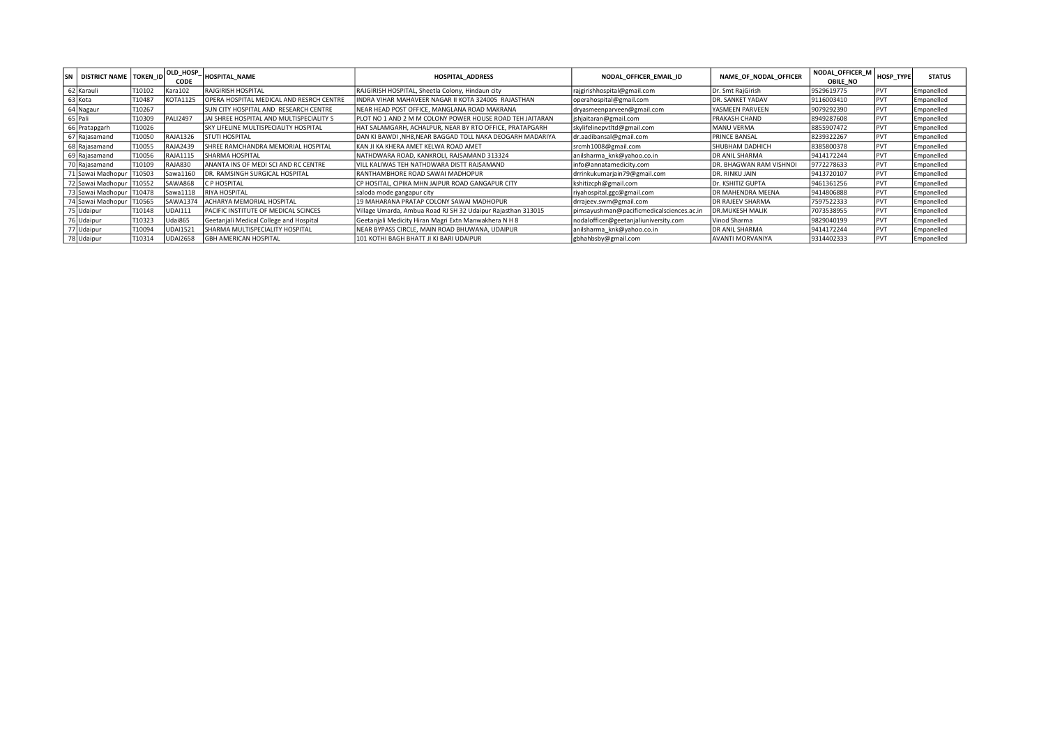| SN | DISTRICT NAME | TOKEN_ID | OLD_HOSP_CODE | HOSPITAL_NAME | HOSPITAL_ADDRESS | NODAL_OFFICER_EMAIL_ID | NAME_OF_NODAL_OFFICER | NODAL_OFFICER_MOBILE_NO | HOSP_TYPE | STATUS |
|---|---|---|---|---|---|---|---|---|---|---|
| 62 | Karauli | T10102 | Kara102 | RAJGIRISH HOSPITAL | RAJGIRISH HOSPITAL, Sheetla Colony, Hindaun city | rajgirishhospital@gmail.com | Dr. Smt RajGirish | 9529619775 | PVT | Empanelled |
| 63 | Kota | T10487 | KOTA1125 | OPERA HOSPITAL MEDICAL AND RESRCH CENTRE | INDRA VIHAR MAHAVEER NAGAR II KOTA 324005 RAJASTHAN | operahospital@gmail.com | DR. SANKET YADAV | 9116003410 | PVT | Empanelled |
| 64 | Nagaur | T10267 | | SUN CITY HOSPITAL AND RESEARCH CENTRE | NEAR HEAD POST OFFICE, MANGLANA ROAD MAKRANA | dryasmeenparveen@gmail.com | YASMEEN PARVEEN | 9079292390 | PVT | Empanelled |
| 65 | Pali | T10309 | PALI2497 | JAI SHREE HOSPITAL AND MULTISPECIALITY S | PLOT NO 1 AND 2 M M COLONY POWER HOUSE ROAD TEH JAITARAN | jshjaitaran@gmail.com | PRAKASH CHAND | 8949287608 | PVT | Empanelled |
| 66 | Pratapgarh | T10026 | | SKY LIFELINE MULTISPECIALITY HOSPITAL | HAT SALAMGARH, ACHALPUR, NEAR BY RTO OFFICE, PRATAPGARH | skylifelinepvtltd@gmail.com | MANU VERMA | 8855907472 | PVT | Empanelled |
| 67 | Rajasamand | T10050 | RAJA1326 | STUTI HOSPITAL | DAN KI BAWDI ,NH8,NEAR BAGGAD TOLL NAKA DEOGARH MADARIYA | dr.aadibansal@gmail.com | PRINCE BANSAL | 8239322267 | PVT | Empanelled |
| 68 | Rajasamand | T10055 | RAJA2439 | SHREE RAMCHANDRA MEMORIAL HOSPITAL | KAN JI KA KHERA AMET KELWA ROAD AMET | srcmh1008@gmail.com | SHUBHAM DADHICH | 8385800378 | PVT | Empanelled |
| 69 | Rajasamand | T10056 | RAJA1115 | SHARMA HOSPITAL | NATHDWARA ROAD, KANKROLI, RAJSAMAND 313324 | anilsharma_knk@yahoo.co.in | DR ANIL SHARMA | 9414172244 | PVT | Empanelled |
| 70 | Rajasamand | T10109 | RAJA830 | ANANTA INS OF MEDI SCI AND RC CENTRE | VILL KALIWAS TEH NATHDWARA DISTT RAJSAMAND | info@annatamedicity.com | DR. BHAGWAN RAM VISHNOI | 9772278633 | PVT | Empanelled |
| 71 | Sawai Madhopur | T10503 | Sawa1160 | DR. RAMSINGH SURGICAL HOSPITAL | RANTHAMBHORE ROAD SAWAI MADHOPUR | drrinkukumarjain79@gmail.com | DR. RINKU JAIN | 9413720107 | PVT | Empanelled |
| 72 | Sawai Madhopur | T10552 | SAWA868 | C P HOSPITAL | CP HOSITAL, CIPIKA MHN JAIPUR ROAD GANGAPUR CITY | kshitizcph@gmail.com | Dr. KSHITIZ GUPTA | 9461361256 | PVT | Empanelled |
| 73 | Sawai Madhopur | T10478 | Sawa1118 | RIYA HOSPITAL | saloda mode gangapur city | riyahospital.ggc@gmail.com | DR MAHENDRA MEENA | 9414806888 | PVT | Empanelled |
| 74 | Sawai Madhopur | T10565 | SAWA1374 | ACHARYA MEMORIAL HOSPITAL | 19 MAHARANA PRATAP COLONY SAWAI MADHOPUR | drrajeev.swm@gmail.com | DR RAJEEV SHARMA | 7597522333 | PVT | Empanelled |
| 75 | Udaipur | T10148 | UDAI111 | PACIFIC INSTITUTE OF MEDICAL SCINCES | Village Umarda, Ambua Road RJ SH 32 Udaipur Rajasthan 313015 | pimsayushman@pacificmedicalsciences.ac.in | DR.MUKESH MALIK | 7073538955 | PVT | Empanelled |
| 76 | Udaipur | T10323 | Udai865 | Geetanjali Medical College and Hospital | Geetanjali Medicity Hiran Magri Extn Manwakhera N H 8 | nodalofficer@geetanjaliuniversity.com | Vinod Sharma | 9829040199 | PVT | Empanelled |
| 77 | Udaipur | T10094 | UDAI1521 | SHARMA MULTISPECIALITY HOSPITAL | NEAR BYPASS CIRCLE, MAIN ROAD BHUWANA, UDAIPUR | anilsharma_knk@yahoo.co.in | DR ANIL SHARMA | 9414172244 | PVT | Empanelled |
| 78 | Udaipur | T10314 | UDAI2658 | GBH AMERICAN HOSPITAL | 101 KOTHI BAGH BHATT JI KI BARI UDAIPUR | gbhahbsby@gmail.com | AVANTI MORVANIYA | 9314402333 | PVT | Empanelled |